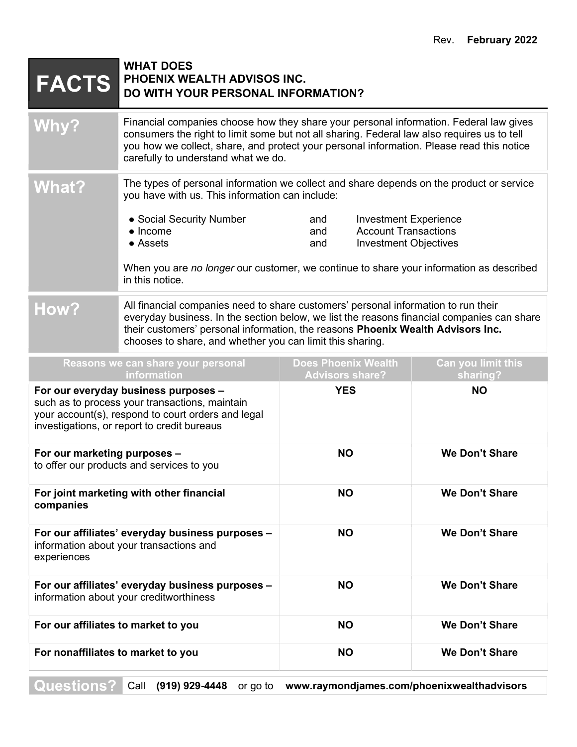Rev. **February 2022**

# FACTS

## WHAT DOES PHOENIX WEALTH ADVISOS INC. DO WITH YOUR PERSONAL INFORMATION?

## Why?

Financial companies choose how they share your personal information. Federal law gives consumers the right to limit some but not all sharing. Federal law also requires us to tell you how we collect, share, and protect your personal information. Please read this notice carefully to understand what we do.

## What?

The types of personal information we collect and share depends on the product or service you have with us. This information can include:

- Social Security Number and Investment Experience
- Income and Account Transactions
- Assets and Investment Objectives

When you are *no longer* our customer, we continue to share your information as described in this notice.

## How?

All financial companies need to share customers' personal information to run their everyday business. In the section below, we list the reasons financial companies can share their customers' personal information, the reasons **Phoenix Wealth Advisors Inc.** chooses to share, and whether you can limit this sharing.

| Reasons we can share your personal information | Does Phoenix Wealth Advisors share? | Can you limit this sharing? |
|---|---|---|
| **For our everyday business purposes –** such as to process your transactions, maintain your account(s), respond to court orders and legal investigations, or report to credit bureaus | **YES** | **NO** |
| **For our marketing purposes –** to offer our products and services to you | **NO** | **We Don't Share** |
| **For joint marketing with other financial companies** | **NO** | **We Don't Share** |
| **For our affiliates' everyday business purposes –** information about your transactions and experiences | **NO** | **We Don't Share** |
| **For our affiliates' everyday business purposes –** information about your creditworthiness | **NO** | **We Don't Share** |
| **For our affiliates to market to you** | **NO** | **We Don't Share** |
| **For nonaffiliates to market to you** | **NO** | **We Don't Share** |

## Questions?

Call **(919) 929-4448** or go to **www.raymondjames.com/phoenixwealthadvisors**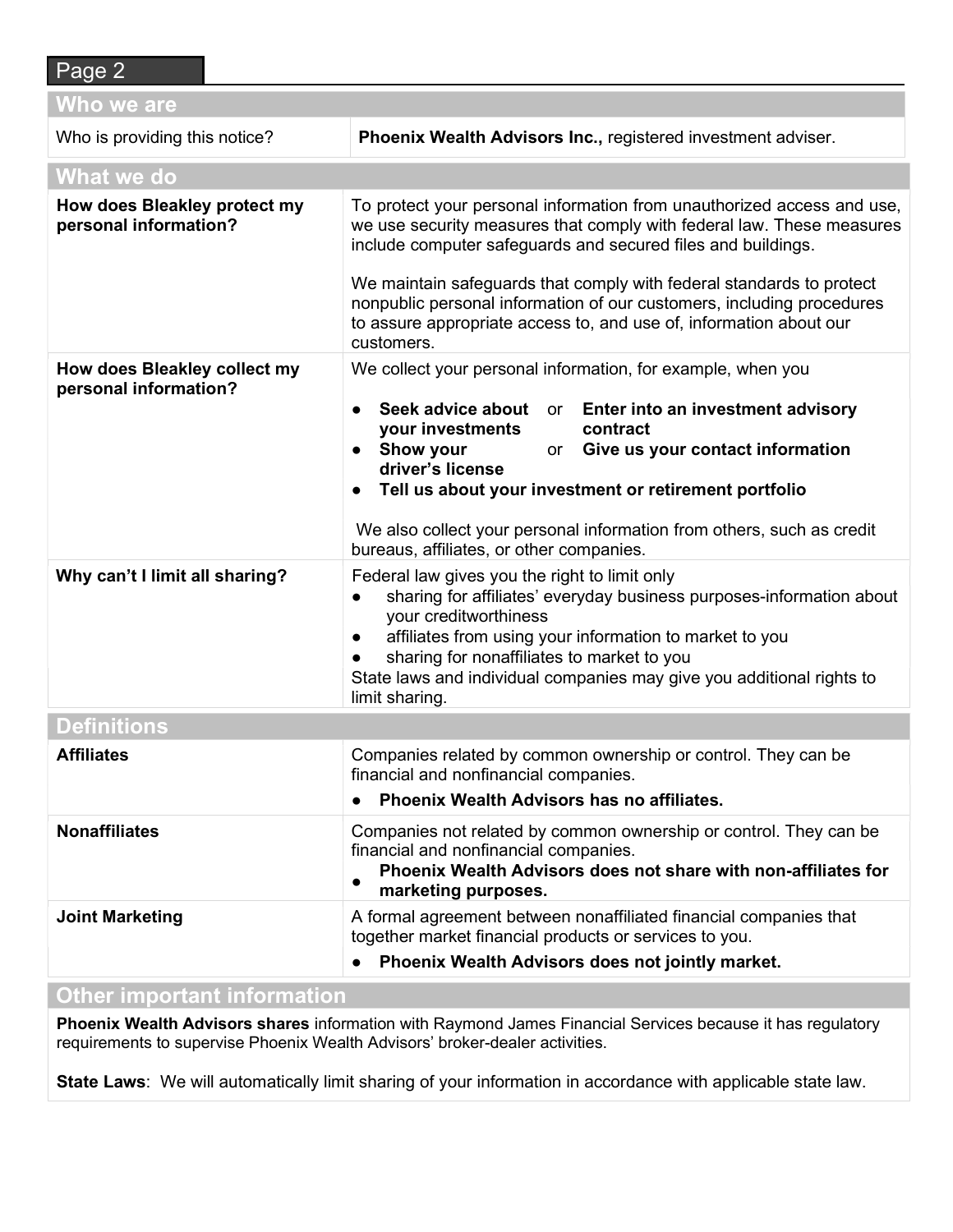| Who we are | |
|---|---|
| Who is providing this notice? | **Phoenix Wealth Advisors Inc.,** registered investment adviser. |

| What we do | |
|---|---|
| **How does Bleakley protect my personal information?** | To protect your personal information from unauthorized access and use, we use security measures that comply with federal law. These measures include computer safeguards and secured files and buildings.<br><br>We maintain safeguards that comply with federal standards to protect nonpublic personal information of our customers, including procedures to assure appropriate access to, and use of, information about our customers. |
| **How does Bleakley collect my personal information?** | We collect your personal information, for example, when you<br><br>● **Seek advice about your investments** or **Enter into an investment advisory contract**<br>● **Show your driver's license** or **Give us your contact information**<br>● **Tell us about your investment or retirement portfolio**<br><br>We also collect your personal information from others, such as credit bureaus, affiliates, or other companies. |
| **Why can't I limit all sharing?** | Federal law gives you the right to limit only<br>● sharing for affiliates' everyday business purposes-information about your creditworthiness<br>● affiliates from using your information to market to you<br>● sharing for nonaffiliates to market to you<br>State laws and individual companies may give you additional rights to limit sharing. |

| Definitions | |
|---|---|
| **Affiliates** | Companies related by common ownership or control. They can be financial and nonfinancial companies.<br>● **Phoenix Wealth Advisors has no affiliates.** |
| **Nonaffiliates** | Companies not related by common ownership or control. They can be financial and nonfinancial companies.<br>● **Phoenix Wealth Advisors does not share with non-affiliates for marketing purposes.** |
| **Joint Marketing** | A formal agreement between nonaffiliated financial companies that together market financial products or services to you.<br>● **Phoenix Wealth Advisors does not jointly market.** |

## Other important information

**Phoenix Wealth Advisors shares** information with Raymond James Financial Services because it has regulatory requirements to supervise Phoenix Wealth Advisors' broker-dealer activities.

**State Laws**: We will automatically limit sharing of your information in accordance with applicable state law.